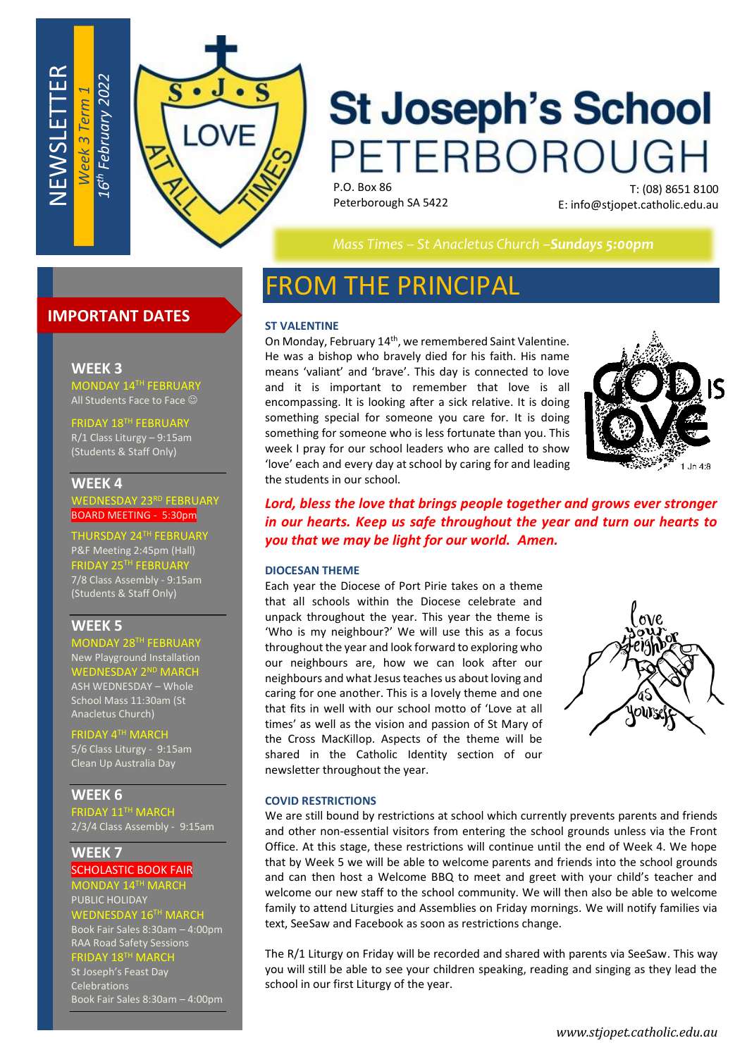NEWSLETTER

*Week 3 Term 1*

*16th February 2022*

# St Joseph's School PETERBOROUGH

P.O. Box 86
Peterborough SA 5422

T: (08) 8651 8100
E: info@stjopet.catholic.edu.au

*Mass Times – St Anacletus Church –**Sundays 5:00pm***

## IMPORTANT DATES

### WEEK 3

MONDAY 14TH FEBRUARY
All Students Face to Face ☺

FRIDAY 18TH FEBRUARY
R/1 Class Liturgy – 9:15am
(Students & Staff Only)

### WEEK 4

WEDNESDAY 23RD FEBRUARY
BOARD MEETING - 5:30pm

THURSDAY 24TH FEBRUARY
P&F Meeting 2:45pm (Hall)

FRIDAY 25TH FEBRUARY
7/8 Class Assembly - 9:15am
(Students & Staff Only)

### WEEK 5

MONDAY 28TH FEBRUARY
New Playground Installation

WEDNESDAY 2ND MARCH
ASH WEDNESDAY – Whole School Mass 11:30am (St Anacletus Church)

FRIDAY 4TH MARCH
5/6 Class Liturgy - 9:15am
Clean Up Australia Day

### WEEK 6

FRIDAY 11TH MARCH
2/3/4 Class Assembly - 9:15am

### WEEK 7

SCHOLASTIC BOOK FAIR

MONDAY 14TH MARCH
PUBLIC HOLIDAY

WEDNESDAY 16TH MARCH
Book Fair Sales 8:30am – 4:00pm
RAA Road Safety Sessions

FRIDAY 18TH MARCH
St Joseph's Feast Day Celebrations
Book Fair Sales 8:30am – 4:00pm

## FROM THE PRINCIPAL

### ST VALENTINE

On Monday, February 14th, we remembered Saint Valentine. He was a bishop who bravely died for his faith. His name means 'valiant' and 'brave'. This day is connected to love and it is important to remember that love is all encompassing. It is looking after a sick relative. It is doing something special for someone you care for. It is doing something for someone who is less fortunate than you. This week I pray for our school leaders who are called to show 'love' each and every day at school by caring for and leading the students in our school.

***Lord, bless the love that brings people together and grows ever stronger in our hearts. Keep us safe throughout the year and turn our hearts to you that we may be light for our world. Amen.***

### DIOCESAN THEME

Each year the Diocese of Port Pirie takes on a theme that all schools within the Diocese celebrate and unpack throughout the year. This year the theme is 'Who is my neighbour?' We will use this as a focus throughout the year and look forward to exploring who our neighbours are, how we can look after our neighbours and what Jesus teaches us about loving and caring for one another. This is a lovely theme and one that fits in well with our school motto of 'Love at all times' as well as the vision and passion of St Mary of the Cross MacKillop. Aspects of the theme will be shared in the Catholic Identity section of our newsletter throughout the year.

### COVID RESTRICTIONS

We are still bound by restrictions at school which currently prevents parents and friends and other non-essential visitors from entering the school grounds unless via the Front Office. At this stage, these restrictions will continue until the end of Week 4. We hope that by Week 5 we will be able to welcome parents and friends into the school grounds and can then host a Welcome BBQ to meet and greet with your child's teacher and welcome our new staff to the school community. We will then also be able to welcome family to attend Liturgies and Assemblies on Friday mornings. We will notify families via text, SeeSaw and Facebook as soon as restrictions change.

The R/1 Liturgy on Friday will be recorded and shared with parents via SeeSaw. This way you will still be able to see your children speaking, reading and singing as they lead the school in our first Liturgy of the year.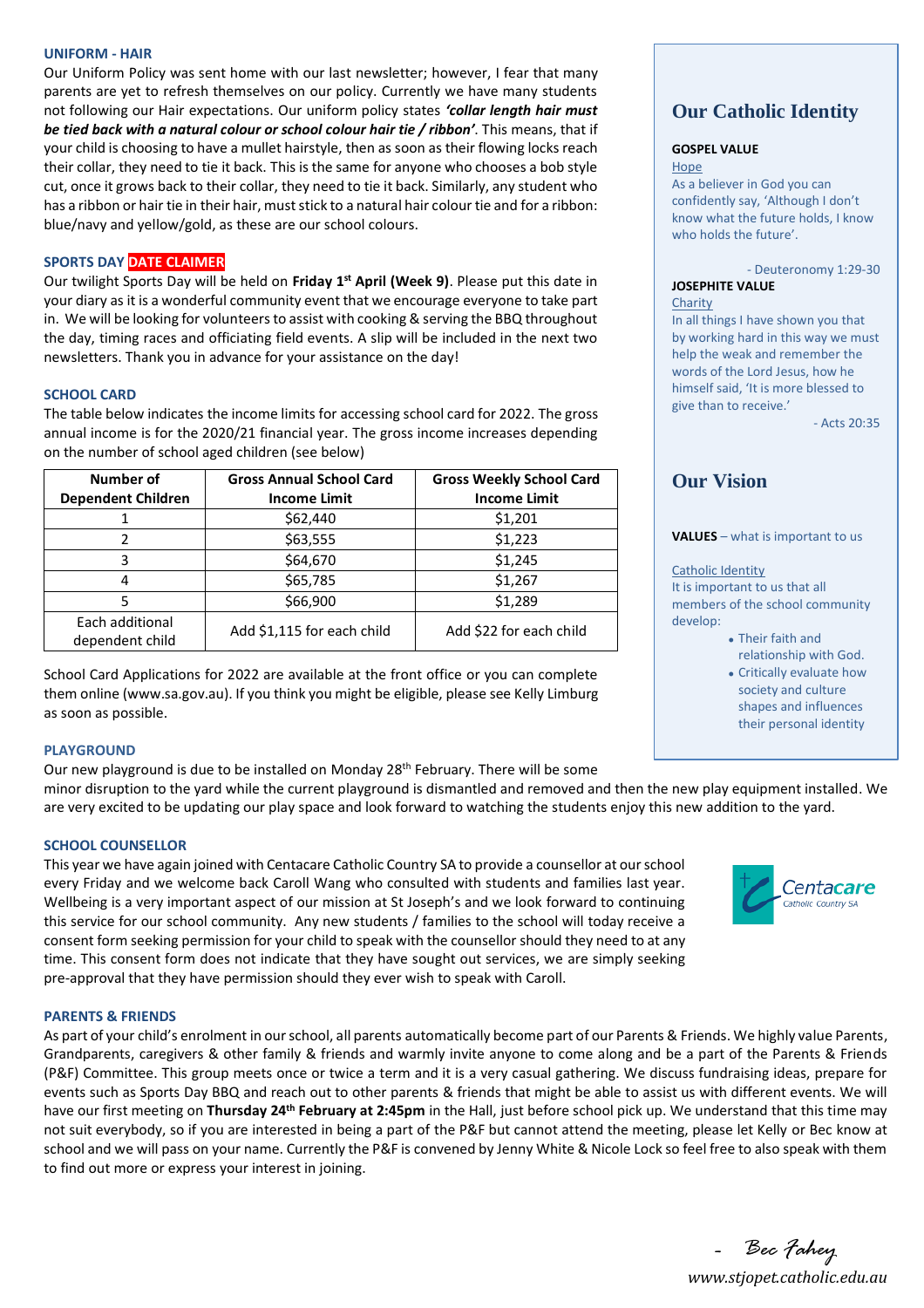### UNIFORM - HAIR

Our Uniform Policy was sent home with our last newsletter; however, I fear that many parents are yet to refresh themselves on our policy. Currently we have many students not following our Hair expectations. Our uniform policy states ***'collar length hair must be tied back with a natural colour or school colour hair tie / ribbon'***. This means, that if your child is choosing to have a mullet hairstyle, then as soon as their flowing locks reach their collar, they need to tie it back. This is the same for anyone who chooses a bob style cut, once it grows back to their collar, they need to tie it back. Similarly, any student who has a ribbon or hair tie in their hair, must stick to a natural hair colour tie and for a ribbon: blue/navy and yellow/gold, as these are our school colours.

### SPORTS DAY DATE CLAIMER

Our twilight Sports Day will be held on **Friday 1st April (Week 9)**. Please put this date in your diary as it is a wonderful community event that we encourage everyone to take part in. We will be looking for volunteers to assist with cooking & serving the BBQ throughout the day, timing races and officiating field events. A slip will be included in the next two newsletters. Thank you in advance for your assistance on the day!

### SCHOOL CARD

The table below indicates the income limits for accessing school card for 2022. The gross annual income is for the 2020/21 financial year. The gross income increases depending on the number of school aged children (see below)

| Number of Dependent Children | Gross Annual School Card Income Limit | Gross Weekly School Card Income Limit |
|---|---|---|
| 1 | $62,440 | $1,201 |
| 2 | $63,555 | $1,223 |
| 3 | $64,670 | $1,245 |
| 4 | $65,785 | $1,267 |
| 5 | $66,900 | $1,289 |
| Each additional dependent child | Add $1,115 for each child | Add $22 for each child |

School Card Applications for 2022 are available at the front office or you can complete them online (www.sa.gov.au). If you think you might be eligible, please see Kelly Limburg as soon as possible.

### PLAYGROUND

Our new playground is due to be installed on Monday 28th February. There will be some minor disruption to the yard while the current playground is dismantled and removed and then the new play equipment installed. We are very excited to be updating our play space and look forward to watching the students enjoy this new addition to the yard.

### SCHOOL COUNSELLOR

This year we have again joined with Centacare Catholic Country SA to provide a counsellor at our school every Friday and we welcome back Caroll Wang who consulted with students and families last year. Wellbeing is a very important aspect of our mission at St Joseph's and we look forward to continuing this service for our school community. Any new students / families to the school will today receive a consent form seeking permission for your child to speak with the counsellor should they need to at any time. This consent form does not indicate that they have sought out services, we are simply seeking pre-approval that they have permission should they ever wish to speak with Caroll.

### PARENTS & FRIENDS

As part of your child's enrolment in our school, all parents automatically become part of our Parents & Friends. We highly value Parents, Grandparents, caregivers & other family & friends and warmly invite anyone to come along and be a part of the Parents & Friends (P&F) Committee. This group meets once or twice a term and it is a very casual gathering. We discuss fundraising ideas, prepare for events such as Sports Day BBQ and reach out to other parents & friends that might be able to assist us with different events. We will have our first meeting on **Thursday 24th February at 2:45pm** in the Hall, just before school pick up. We understand that this time may not suit everybody, so if you are interested in being a part of the P&F but cannot attend the meeting, please let Kelly or Bec know at school and we will pass on your name. Currently the P&F is convened by Jenny White & Nicole Lock so feel free to also speak with them to find out more or express your interest in joining.

\- *Bec Fahey*

*www.stjopet.catholic.edu.au*

## Our Catholic Identity

**GOSPEL VALUE**

Hope

As a believer in God you can confidently say, 'Although I don't know what the future holds, I know who holds the future'.

\- Deuteronomy 1:29-30

**JOSEPHITE VALUE**

Charity

In all things I have shown you that by working hard in this way we must help the weak and remember the words of the Lord Jesus, how he himself said, 'It is more blessed to give than to receive.'

\- Acts 20:35

## Our Vision

**VALUES** – what is important to us

Catholic Identity

It is important to us that all members of the school community develop:

- Their faith and relationship with God.
- Critically evaluate how society and culture shapes and influences their personal identity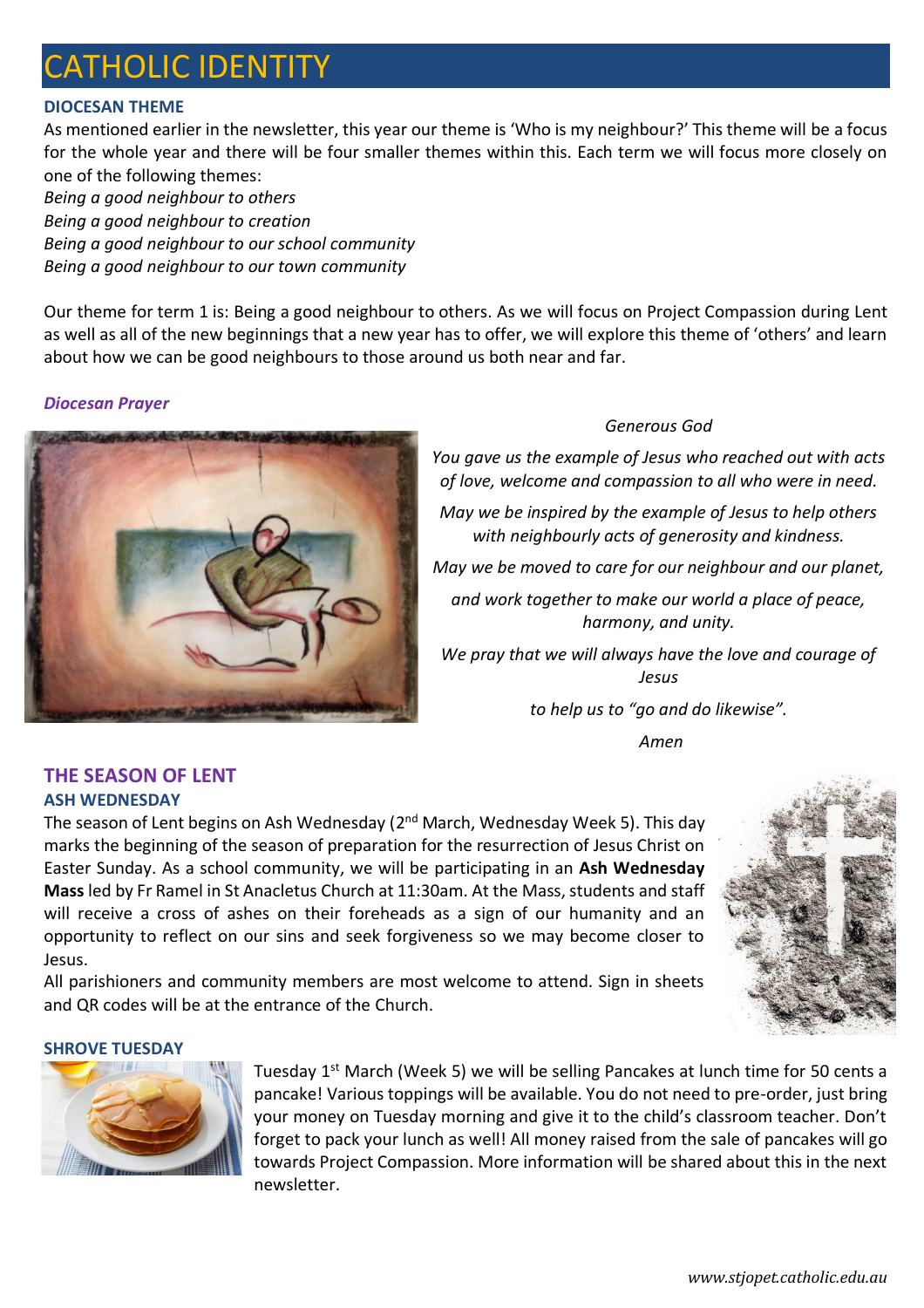# CATHOLIC IDENTITY

### DIOCESAN THEME

As mentioned earlier in the newsletter, this year our theme is 'Who is my neighbour?' This theme will be a focus for the whole year and there will be four smaller themes within this. Each term we will focus more closely on one of the following themes:

*Being a good neighbour to others*
*Being a good neighbour to creation*
*Being a good neighbour to our school community*
*Being a good neighbour to our town community*

Our theme for term 1 is: Being a good neighbour to others. As we will focus on Project Compassion during Lent as well as all of the new beginnings that a new year has to offer, we will explore this theme of 'others' and learn about how we can be good neighbours to those around us both near and far.

***Diocesan Prayer***

*Generous God*

*You gave us the example of Jesus who reached out with acts of love, welcome and compassion to all who were in need.*

*May we be inspired by the example of Jesus to help others with neighbourly acts of generosity and kindness.*

*May we be moved to care for our neighbour and our planet,*

*and work together to make our world a place of peace, harmony, and unity.*

*We pray that we will always have the love and courage of Jesus*

*to help us to "go and do likewise".*

*Amen*

## THE SEASON OF LENT

### ASH WEDNESDAY

The season of Lent begins on Ash Wednesday (2nd March, Wednesday Week 5). This day marks the beginning of the season of preparation for the resurrection of Jesus Christ on Easter Sunday. As a school community, we will be participating in an **Ash Wednesday Mass** led by Fr Ramel in St Anacletus Church at 11:30am. At the Mass, students and staff will receive a cross of ashes on their foreheads as a sign of our humanity and an opportunity to reflect on our sins and seek forgiveness so we may become closer to Jesus.

All parishioners and community members are most welcome to attend. Sign in sheets and QR codes will be at the entrance of the Church.

### SHROVE TUESDAY

Tuesday 1st March (Week 5) we will be selling Pancakes at lunch time for 50 cents a pancake! Various toppings will be available. You do not need to pre-order, just bring your money on Tuesday morning and give it to the child's classroom teacher. Don't forget to pack your lunch as well! All money raised from the sale of pancakes will go towards Project Compassion. More information will be shared about this in the next newsletter.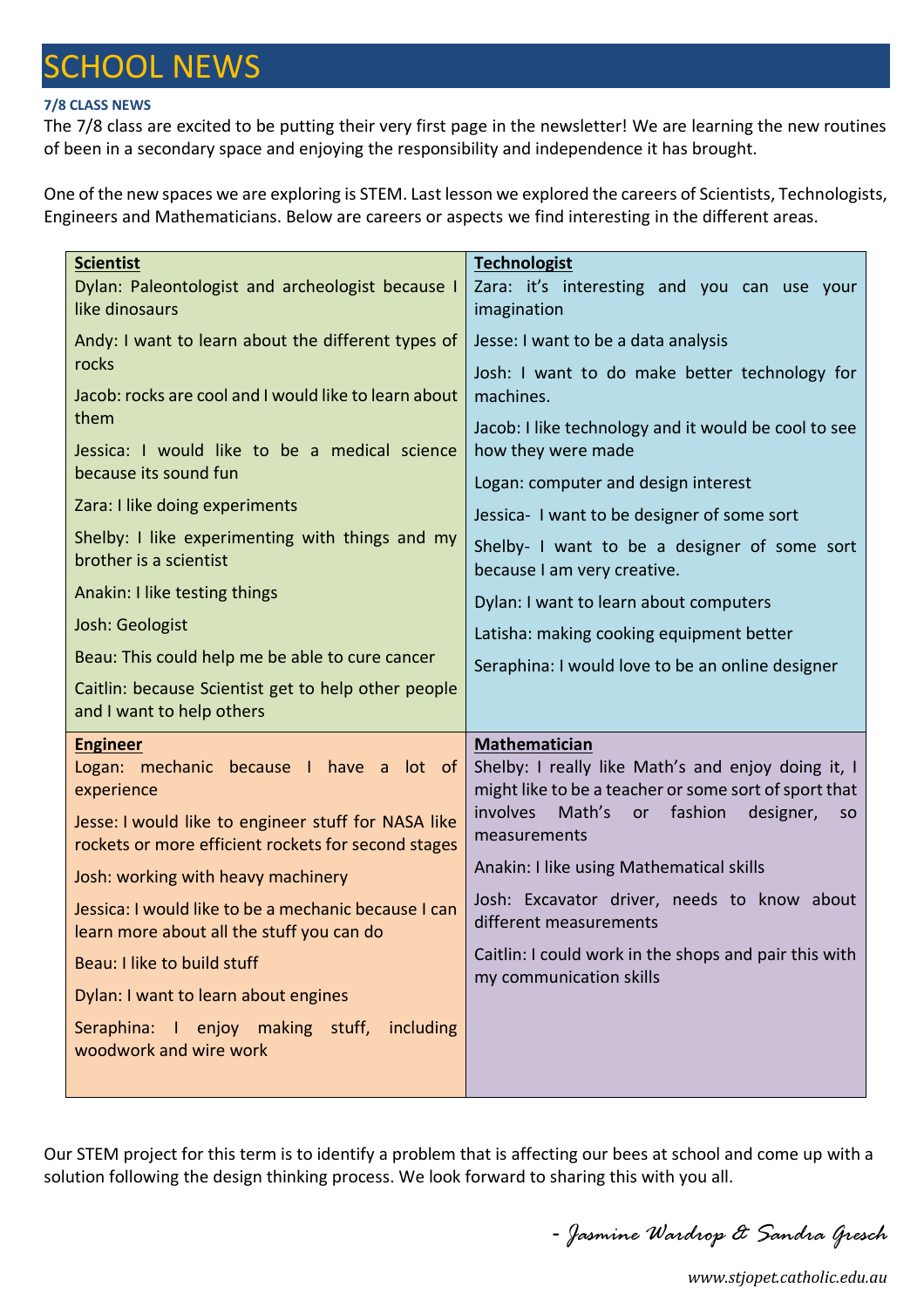# SCHOOL NEWS

**7/8 CLASS NEWS**

The 7/8 class are excited to be putting their very first page in the newsletter! We are learning the new routines of been in a secondary space and enjoying the responsibility and independence it has brought.

One of the new spaces we are exploring is STEM. Last lesson we explored the careers of Scientists, Technologists, Engineers and Mathematicians. Below are careers or aspects we find interesting in the different areas.

**Scientist**

Dylan: Paleontologist and archeologist because I like dinosaurs

Andy: I want to learn about the different types of rocks

Jacob: rocks are cool and I would like to learn about them

Jessica: I would like to be a medical science because its sound fun

Zara: I like doing experiments

Shelby: I like experimenting with things and my brother is a scientist

Anakin: I like testing things

Josh: Geologist

Beau: This could help me be able to cure cancer

Caitlin: because Scientist get to help other people and I want to help others

**Technologist**

Zara: it's interesting and you can use your imagination

Jesse: I want to be a data analysis

Josh: I want to do make better technology for machines.

Jacob: I like technology and it would be cool to see how they were made

Logan: computer and design interest

Jessica- I want to be designer of some sort

Shelby- I want to be a designer of some sort because I am very creative.

Dylan: I want to learn about computers

Latisha: making cooking equipment better

Seraphina: I would love to be an online designer

**Engineer**

Logan: mechanic because I have a lot of experience

Jesse: I would like to engineer stuff for NASA like rockets or more efficient rockets for second stages

Josh: working with heavy machinery

Jessica: I would like to be a mechanic because I can learn more about all the stuff you can do

Beau: I like to build stuff

Dylan: I want to learn about engines

Seraphina: I enjoy making stuff, including woodwork and wire work

**Mathematician**

Shelby: I really like Math's and enjoy doing it, I might like to be a teacher or some sort of sport that involves Math's or fashion designer, so measurements

Anakin: I like using Mathematical skills

Josh: Excavator driver, needs to know about different measurements

Caitlin: I could work in the shops and pair this with my communication skills

Our STEM project for this term is to identify a problem that is affecting our bees at school and come up with a solution following the design thinking process. We look forward to sharing this with you all.

*- Jasmine Wardrop & Sandra Gresch*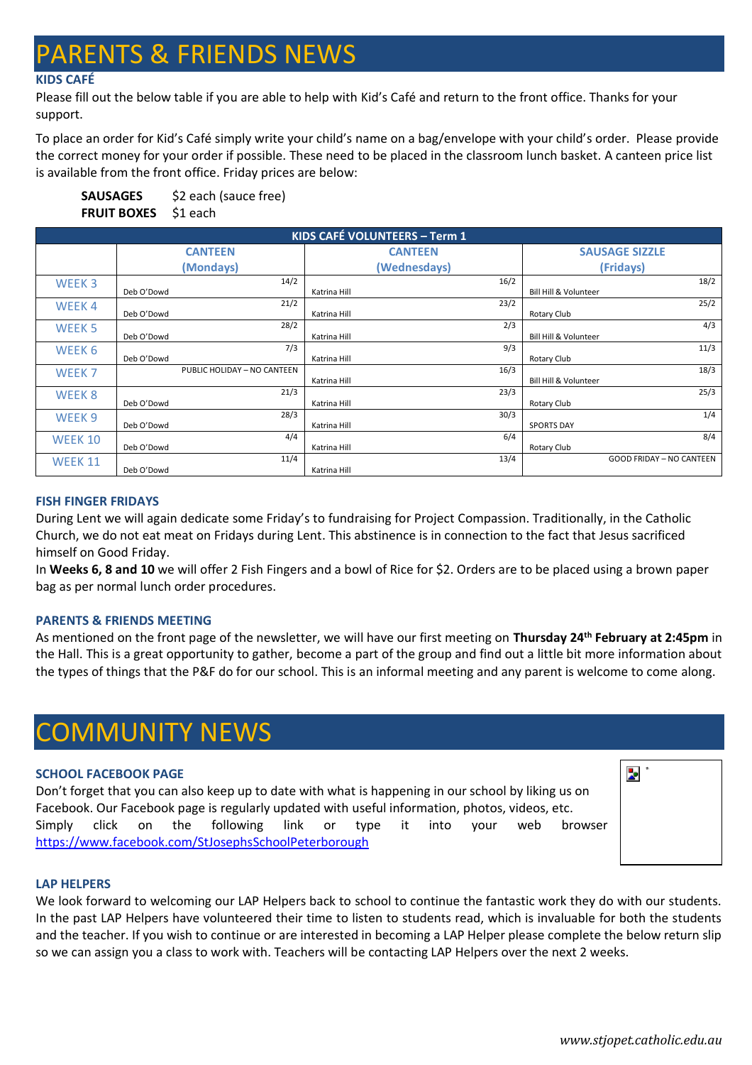# PARENTS & FRIENDS NEWS

### KIDS CAFÉ

Please fill out the below table if you are able to help with Kid's Café and return to the front office. Thanks for your support.

To place an order for Kid's Café simply write your child's name on a bag/envelope with your child's order. Please provide the correct money for your order if possible. These need to be placed in the classroom lunch basket. A canteen price list is available from the front office. Friday prices are below:

**SAUSAGES** $2 each (sauce free)
**FRUIT BOXES** $1 each

| KIDS CAFÉ VOLUNTEERS – Term 1 | | | |
|---|---|---|---|
| | CANTEEN (Mondays) | CANTEEN (Wednesdays) | SAUSAGE SIZZLE (Fridays) |
| WEEK 3 | 14/2 Deb O'Dowd | 16/2 Katrina Hill | 18/2 Bill Hill & Volunteer |
| WEEK 4 | 21/2 Deb O'Dowd | 23/2 Katrina Hill | 25/2 Rotary Club |
| WEEK 5 | 28/2 Deb O'Dowd | 2/3 Katrina Hill | 4/3 Bill Hill & Volunteer |
| WEEK 6 | 7/3 Deb O'Dowd | 9/3 Katrina Hill | 11/3 Rotary Club |
| WEEK 7 | PUBLIC HOLIDAY – NO CANTEEN | 16/3 Katrina Hill | 18/3 Bill Hill & Volunteer |
| WEEK 8 | 21/3 Deb O'Dowd | 23/3 Katrina Hill | 25/3 Rotary Club |
| WEEK 9 | 28/3 Deb O'Dowd | 30/3 Katrina Hill | 1/4 SPORTS DAY |
| WEEK 10 | 4/4 Deb O'Dowd | 6/4 Katrina Hill | 8/4 Rotary Club |
| WEEK 11 | 11/4 Deb O'Dowd | 13/4 Katrina Hill | GOOD FRIDAY – NO CANTEEN |

### FISH FINGER FRIDAYS

During Lent we will again dedicate some Friday's to fundraising for Project Compassion. Traditionally, in the Catholic Church, we do not eat meat on Fridays during Lent. This abstinence is in connection to the fact that Jesus sacrificed himself on Good Friday.

In **Weeks 6, 8 and 10** we will offer 2 Fish Fingers and a bowl of Rice for $2. Orders are to be placed using a brown paper bag as per normal lunch order procedures.

### PARENTS & FRIENDS MEETING

As mentioned on the front page of the newsletter, we will have our first meeting on **Thursday 24th February at 2:45pm** in the Hall. This is a great opportunity to gather, become a part of the group and find out a little bit more information about the types of things that the P&F do for our school. This is an informal meeting and any parent is welcome to come along.

# COMMUNITY NEWS

### SCHOOL FACEBOOK PAGE

Don't forget that you can also keep up to date with what is happening in our school by liking us on Facebook. Our Facebook page is regularly updated with useful information, photos, videos, etc. Simply click on the following link or type it into your web browser https://www.facebook.com/StJosephsSchoolPeterborough

### LAP HELPERS

We look forward to welcoming our LAP Helpers back to school to continue the fantastic work they do with our students. In the past LAP Helpers have volunteered their time to listen to students read, which is invaluable for both the students and the teacher. If you wish to continue or are interested in becoming a LAP Helper please complete the below return slip so we can assign you a class to work with. Teachers will be contacting LAP Helpers over the next 2 weeks.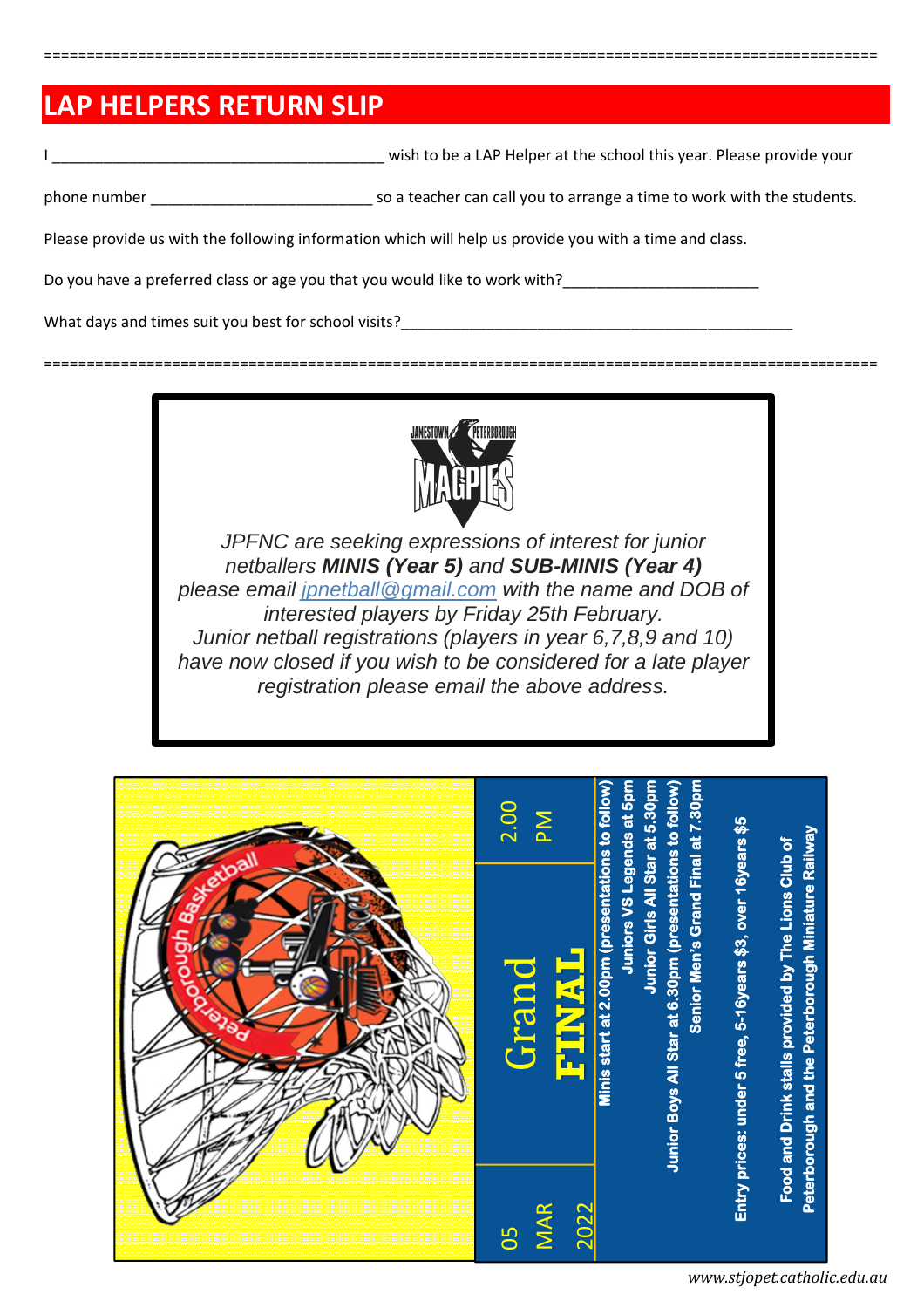## LAP HELPERS RETURN SLIP

I _______________________________________ wish to be a LAP Helper at the school this year. Please provide your phone number _________________________ so a teacher can call you to arrange a time to work with the students.

Please provide us with the following information which will help us provide you with a time and class.

Do you have a preferred class or age you that you would like to work with?______________________

What days and times suit you best for school visits?_______________________________________________

JAMESTOWN PETERBOROUGH MAGPIES

*JPFNC are seeking expressions of interest for junior netballers **MINIS (Year 5)** and **SUB-MINIS (Year 4)** please email jpnetball@gmail.com with the name and DOB of interested players by Friday 25th February. Junior netball registrations (players in year 6,7,8,9 and 10) have now closed if you wish to be considered for a late player registration please email the above address.*

Peterborough Basketball

05 MAR 2022

Grand FINAL

2.00 PM

**Minis start at 2.00pm (presentations to follow)**
**Juniors VS Legends at 5pm**
**Junior Girls All Star at 5.30pm**
**Junior Boys All Star at 6.30pm (presentations to follow)**
**Senior Men's Grand Final at 7.30pm**

**Entry prices: under 5 free, 5-16years $3, over 16years $5**

**Food and Drink stalls provided by The Lions Club of Peterborough and the Peterborough Miniature Railway**

*www.stjopet.catholic.edu.au*